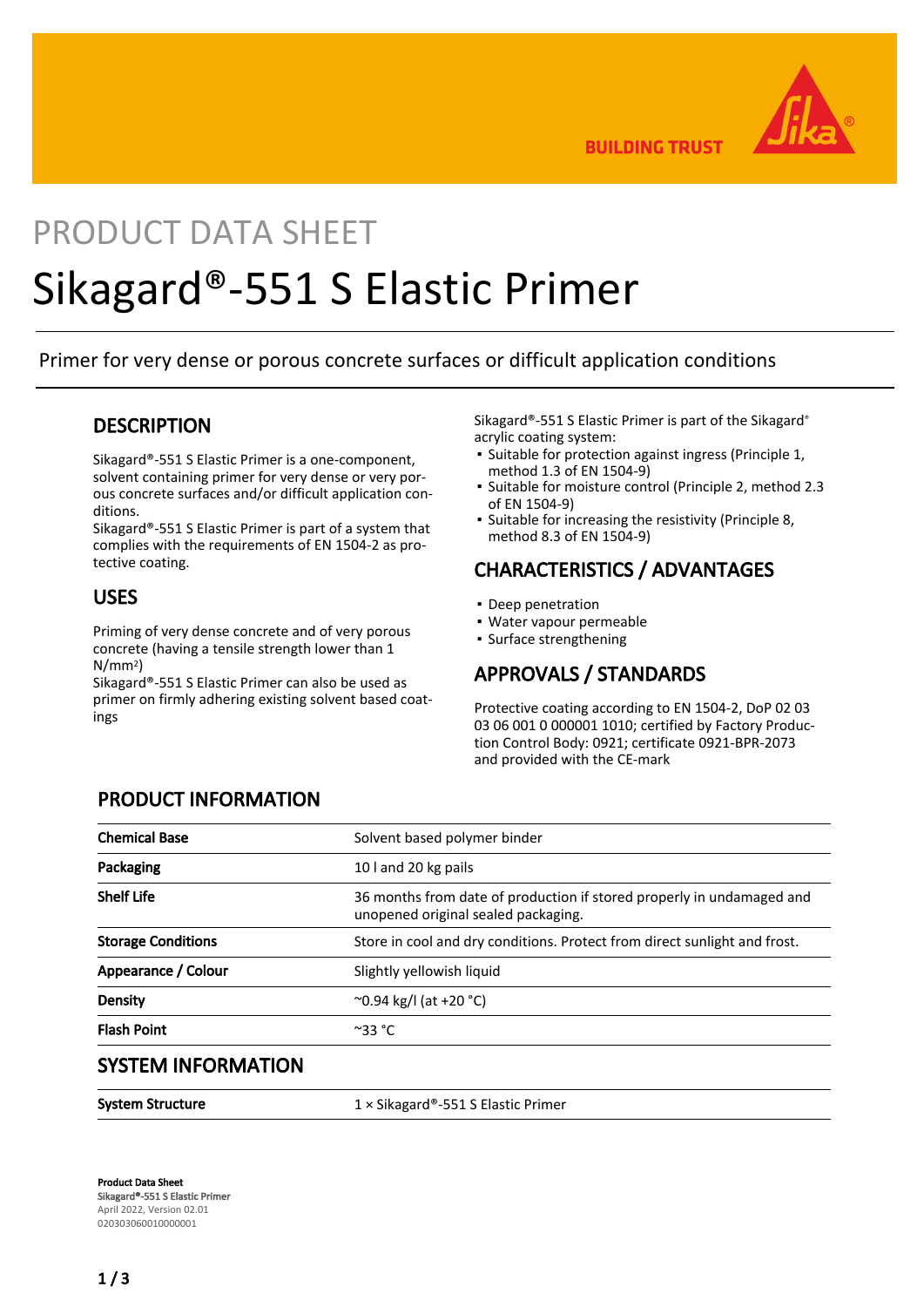# PRODUCT DATA SHEET

# Sikagard®-551 S Elastic Primer

Primer for very dense or porous concrete surfaces or difficult application conditions

## DESCRIPTION

Sikagard®-551 S Elastic Primer is a one-component, solvent containing primer for very dense or very porous concrete surfaces and/or difficult application conditions.
Sikagard®-551 S Elastic Primer is part of a system that complies with the requirements of EN 1504-2 as protective coating.

## USES

Priming of very dense concrete and of very porous concrete (having a tensile strength lower than 1 N/mm²)
Sikagard®-551 S Elastic Primer can also be used as primer on firmly adhering existing solvent based coatings

Sikagard®-551 S Elastic Primer is part of the Sikagard® acrylic coating system:

- Suitable for protection against ingress (Principle 1, method 1.3 of EN 1504-9)
- Suitable for moisture control (Principle 2, method 2.3 of EN 1504-9)
- Suitable for increasing the resistivity (Principle 8, method 8.3 of EN 1504-9)

## CHARACTERISTICS / ADVANTAGES

- Deep penetration
- Water vapour permeable
- Surface strengthening

## APPROVALS / STANDARDS

Protective coating according to EN 1504-2, DoP 02 03 03 06 001 0 000001 1010; certified by Factory Production Control Body: 0921; certificate 0921-BPR-2073 and provided with the CE-mark

## PRODUCT INFORMATION

| | |
|---|---|
| **Chemical Base** | Solvent based polymer binder |
| **Packaging** | 10 l and 20 kg pails |
| **Shelf Life** | 36 months from date of production if stored properly in undamaged and unopened original sealed packaging. |
| **Storage Conditions** | Store in cool and dry conditions. Protect from direct sunlight and frost. |
| **Appearance / Colour** | Slightly yellowish liquid |
| **Density** | ~0.94 kg/l (at +20 °C) |
| **Flash Point** | ~33 °C |

## SYSTEM INFORMATION

| | |
|---|---|
| **System Structure** | 1 × Sikagard®-551 S Elastic Primer |

**Product Data Sheet**
**Sikagard®-551 S Elastic Primer**
April 2022, Version 02.01
020303060010000001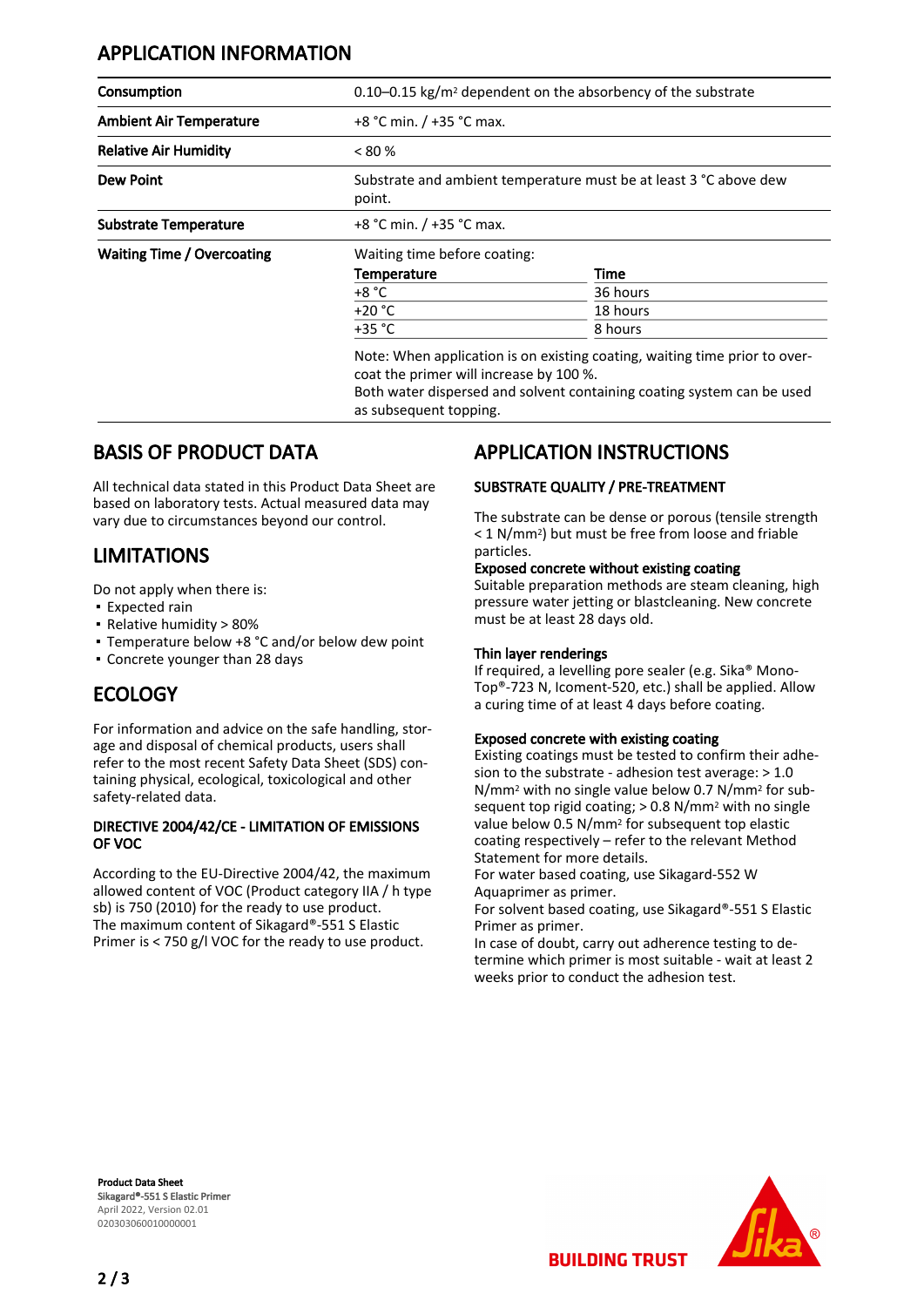## APPLICATION INFORMATION

| | |
|---|---|
| **Consumption** | 0.10–0.15 kg/m² dependent on the absorbency of the substrate |
| **Ambient Air Temperature** | +8 °C min. / +35 °C max. |
| **Relative Air Humidity** | < 80 % |
| **Dew Point** | Substrate and ambient temperature must be at least 3 °C above dew point. |
| **Substrate Temperature** | +8 °C min. / +35 °C max. |
| **Waiting Time / Overcoating** | Waiting time before coating: |

| Temperature | Time |
|---|---|
| +8 °C | 36 hours |
| +20 °C | 18 hours |
| +35 °C | 8 hours |

Note: When application is on existing coating, waiting time prior to over-coat the primer will increase by 100 %.
Both water dispersed and solvent containing coating system can be used as subsequent topping.

## BASIS OF PRODUCT DATA

All technical data stated in this Product Data Sheet are based on laboratory tests. Actual measured data may vary due to circumstances beyond our control.

## LIMITATIONS

Do not apply when there is:
- Expected rain
- Relative humidity > 80%
- Temperature below +8 °C and/or below dew point
- Concrete younger than 28 days

## ECOLOGY

For information and advice on the safe handling, storage and disposal of chemical products, users shall refer to the most recent Safety Data Sheet (SDS) containing physical, ecological, toxicological and other safety-related data.

### DIRECTIVE 2004/42/CE - LIMITATION OF EMISSIONS OF VOC

According to the EU-Directive 2004/42, the maximum allowed content of VOC (Product category IIA / h type sb) is 750 (2010) for the ready to use product.
The maximum content of Sikagard®-551 S Elastic Primer is < 750 g/l VOC for the ready to use product.

## APPLICATION INSTRUCTIONS

### SUBSTRATE QUALITY / PRE-TREATMENT

The substrate can be dense or porous (tensile strength < 1 N/mm²) but must be free from loose and friable particles.

**Exposed concrete without existing coating**
Suitable preparation methods are steam cleaning, high pressure water jetting or blastcleaning. New concrete must be at least 28 days old.

**Thin layer renderings**
If required, a levelling pore sealer (e.g. Sika® Mono-Top®-723 N, Icoment-520, etc.) shall be applied. Allow a curing time of at least 4 days before coating.

**Exposed concrete with existing coating**
Existing coatings must be tested to confirm their adhesion to the substrate - adhesion test average: > 1.0 N/mm² with no single value below 0.7 N/mm² for subsequent top rigid coating; > 0.8 N/mm² with no single value below 0.5 N/mm² for subsequent top elastic coating respectively – refer to the relevant Method Statement for more details.
For water based coating, use Sikagard-552 W Aquaprimer as primer.
For solvent based coating, use Sikagard®-551 S Elastic Primer as primer.
In case of doubt, carry out adherence testing to determine which primer is most suitable - wait at least 2 weeks prior to conduct the adhesion test.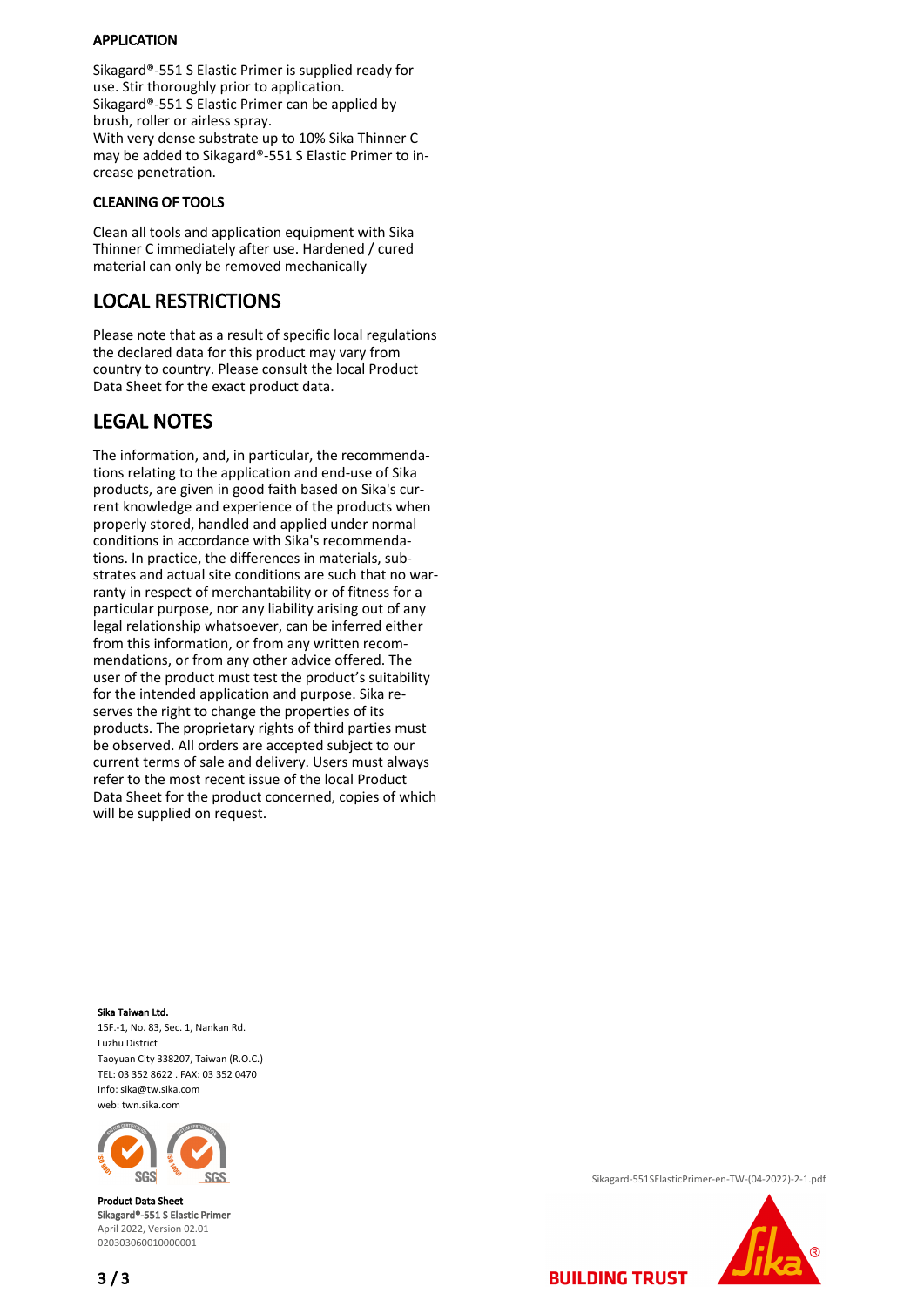### APPLICATION

Sikagard®-551 S Elastic Primer is supplied ready for use. Stir thoroughly prior to application.
Sikagard®-551 S Elastic Primer can be applied by brush, roller or airless spray.
With very dense substrate up to 10% Sika Thinner C may be added to Sikagard®-551 S Elastic Primer to increase penetration.

### CLEANING OF TOOLS

Clean all tools and application equipment with Sika Thinner C immediately after use. Hardened / cured material can only be removed mechanically

## LOCAL RESTRICTIONS

Please note that as a result of specific local regulations the declared data for this product may vary from country to country. Please consult the local Product Data Sheet for the exact product data.

## LEGAL NOTES

The information, and, in particular, the recommendations relating to the application and end-use of Sika products, are given in good faith based on Sika's current knowledge and experience of the products when properly stored, handled and applied under normal conditions in accordance with Sika's recommendations. In practice, the differences in materials, substrates and actual site conditions are such that no warranty in respect of merchantability or of fitness for a particular purpose, nor any liability arising out of any legal relationship whatsoever, can be inferred either from this information, or from any written recommendations, or from any other advice offered. The user of the product must test the product's suitability for the intended application and purpose. Sika reserves the right to change the properties of its products. The proprietary rights of third parties must be observed. All orders are accepted subject to our current terms of sale and delivery. Users must always refer to the most recent issue of the local Product Data Sheet for the product concerned, copies of which will be supplied on request.

**Sika Taiwan Ltd.**
15F.-1, No. 83, Sec. 1, Nankan Rd.
Luzhu District
Taoyuan City 338207, Taiwan (R.O.C.)
TEL: 03 352 8622 . FAX: 03 352 0470
Info: sika@tw.sika.com
web: twn.sika.com

**Product Data Sheet**
**Sikagard®-551 S Elastic Primer**
April 2022, Version 02.01
020303060010000001

Sikagard-551SElasticPrimer-en-TW-(04-2022)-2-1.pdf

BUILDING TRUST